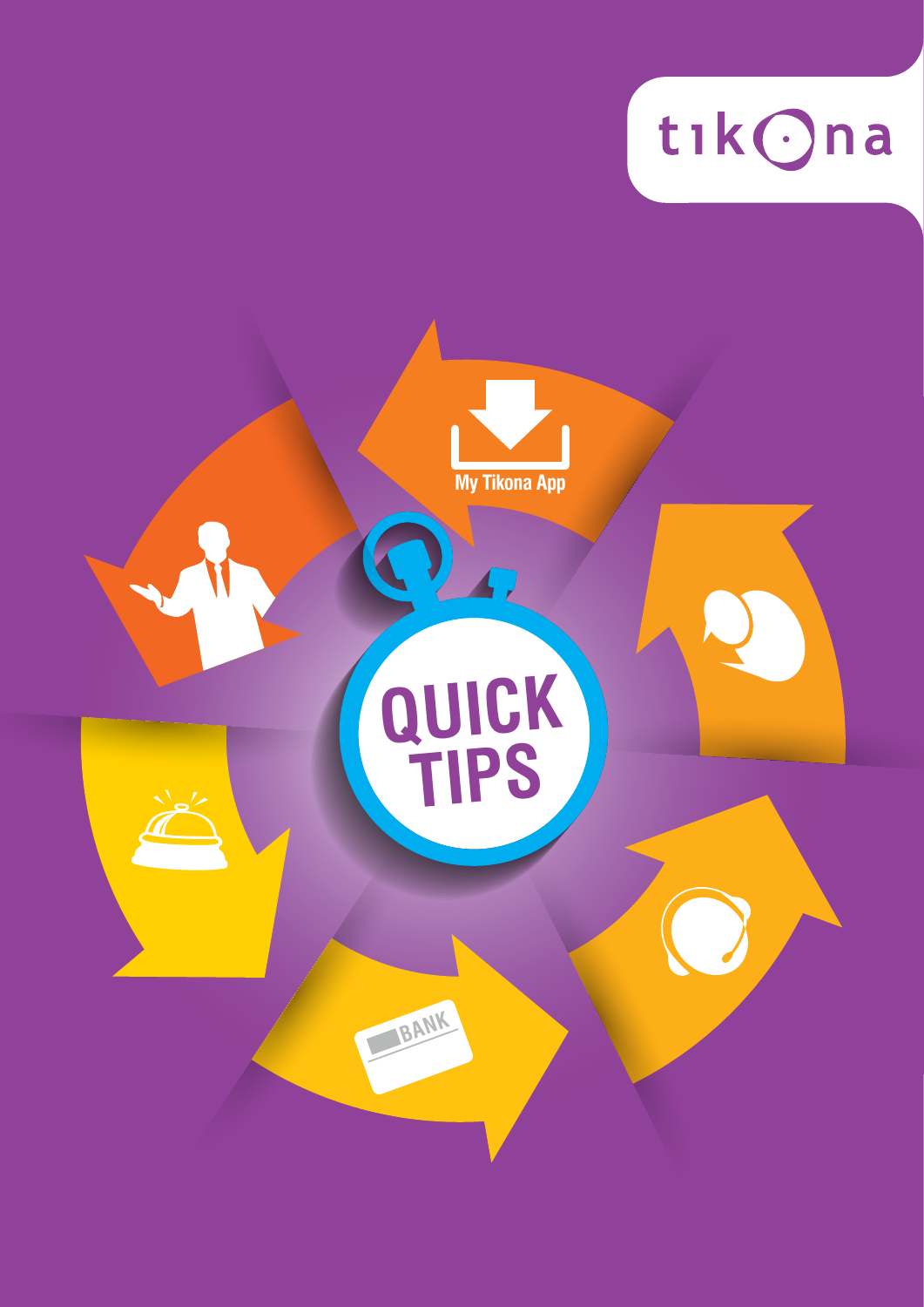tikona

My Tikona App

# QUICK TIPS

BANK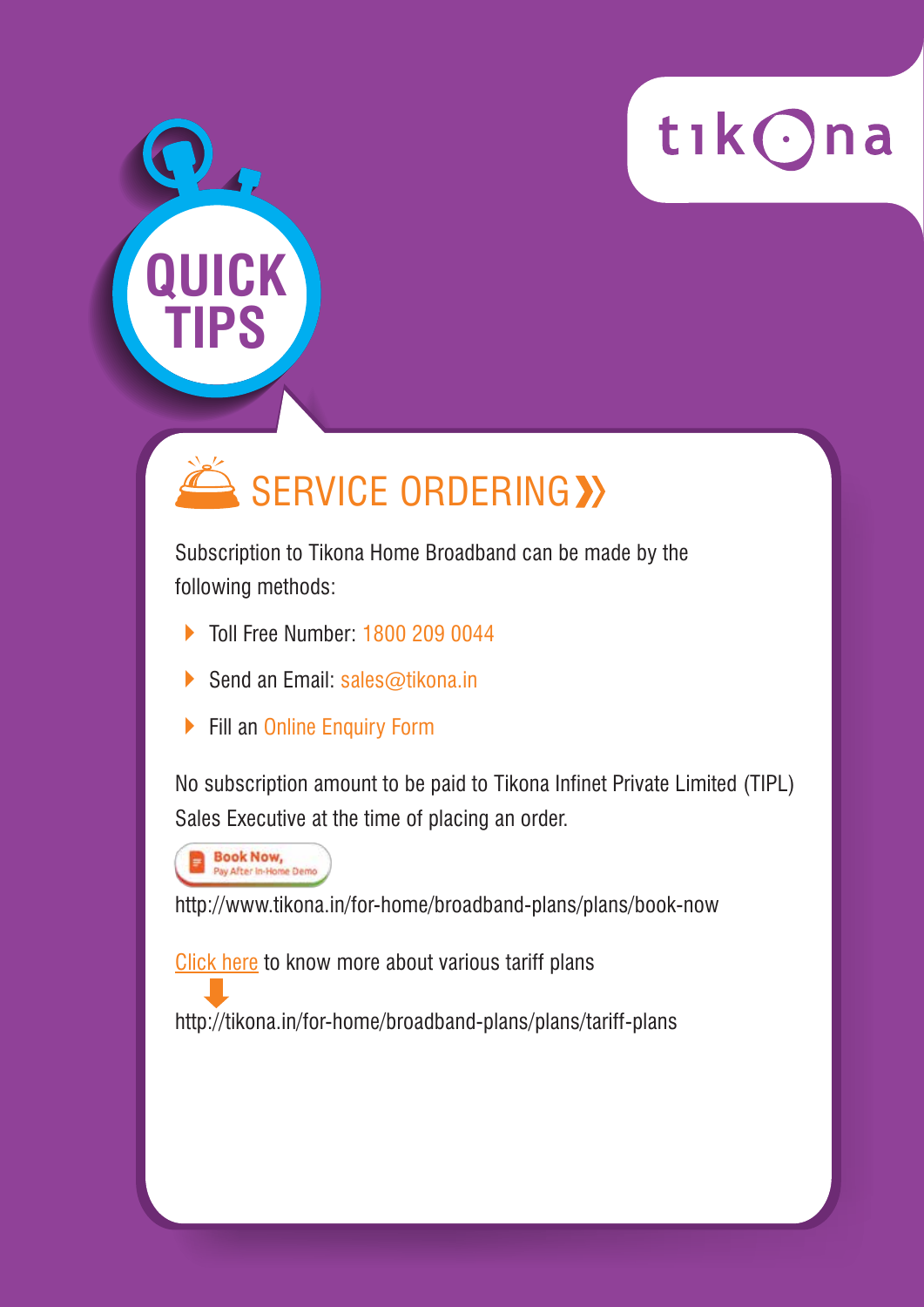# QUICK TIPS

## SERVICE ORDERING »

Subscription to Tikona Home Broadband can be made by the following methods:

- Toll Free Number: 1800 209 0044
- Send an Email: sales@tikona.in
- Fill an Online Enquiry Form

No subscription amount to be paid to Tikona Infinet Private Limited (TIPL) Sales Executive at the time of placing an order.

Book Now, Pay After In-Home Demo

http://www.tikona.in/for-home/broadband-plans/plans/book-now

Click here to know more about various tariff plans

http://tikona.in/for-home/broadband-plans/plans/tariff-plans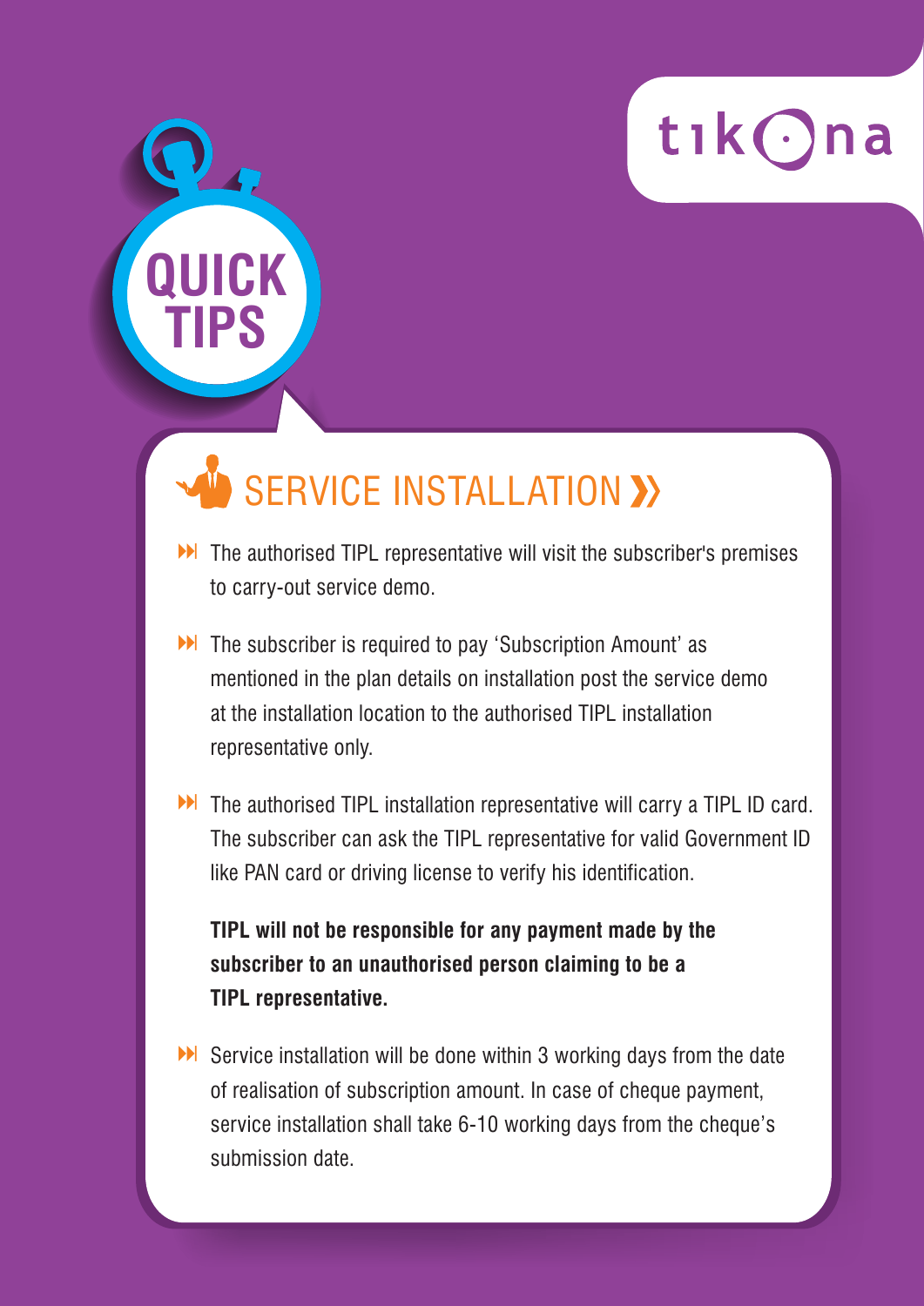# QUICK TIPS

## SERVICE INSTALLATION

- The authorised TIPL representative will visit the subscriber's premises to carry-out service demo.
- The subscriber is required to pay 'Subscription Amount' as mentioned in the plan details on installation post the service demo at the installation location to the authorised TIPL installation representative only.
- The authorised TIPL installation representative will carry a TIPL ID card. The subscriber can ask the TIPL representative for valid Government ID like PAN card or driving license to verify his identification.

  **TIPL will not be responsible for any payment made by the subscriber to an unauthorised person claiming to be a TIPL representative.**

- Service installation will be done within 3 working days from the date of realisation of subscription amount. In case of cheque payment, service installation shall take 6-10 working days from the cheque's submission date.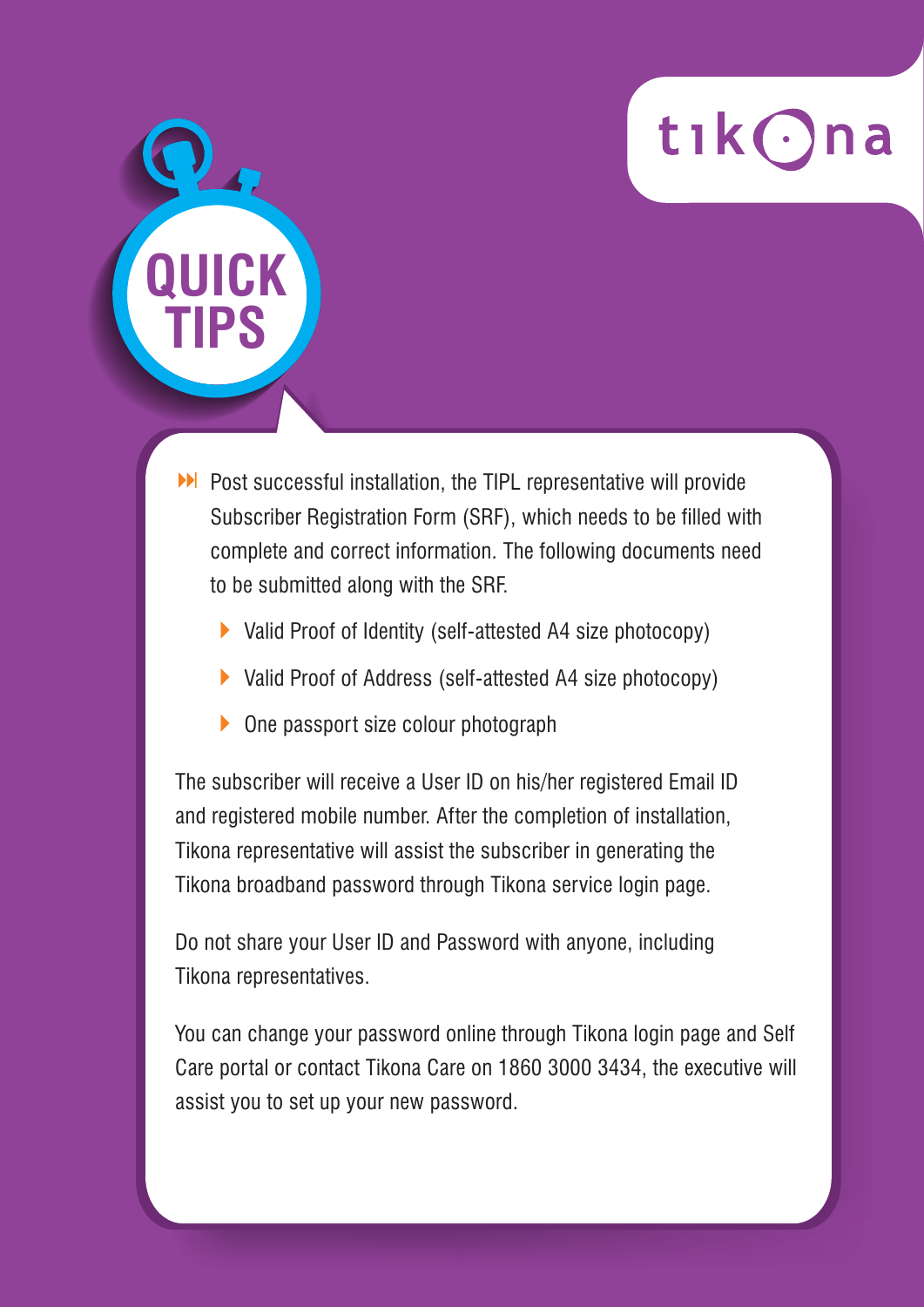# QUICK TIPS

- Post successful installation, the TIPL representative will provide Subscriber Registration Form (SRF), which needs to be filled with complete and correct information. The following documents need to be submitted along with the SRF.
  - Valid Proof of Identity (self-attested A4 size photocopy)
  - Valid Proof of Address (self-attested A4 size photocopy)
  - One passport size colour photograph

The subscriber will receive a User ID on his/her registered Email ID and registered mobile number. After the completion of installation, Tikona representative will assist the subscriber in generating the Tikona broadband password through Tikona service login page.

Do not share your User ID and Password with anyone, including Tikona representatives.

You can change your password online through Tikona login page and Self Care portal or contact Tikona Care on 1860 3000 3434, the executive will assist you to set up your new password.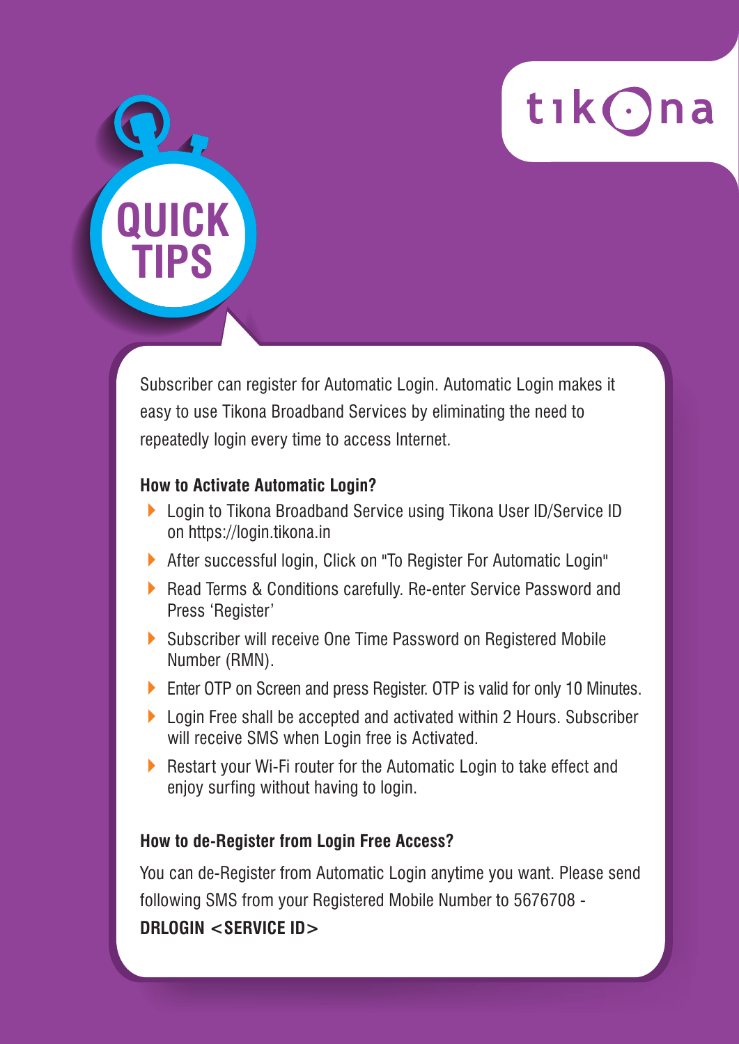tikona

# QUICK TIPS

Subscriber can register for Automatic Login. Automatic Login makes it easy to use Tikona Broadband Services by eliminating the need to repeatedly login every time to access Internet.

**How to Activate Automatic Login?**

- Login to Tikona Broadband Service using Tikona User ID/Service ID on https://login.tikona.in
- After successful login, Click on "To Register For Automatic Login"
- Read Terms & Conditions carefully. Re-enter Service Password and Press 'Register'
- Subscriber will receive One Time Password on Registered Mobile Number (RMN).
- Enter OTP on Screen and press Register. OTP is valid for only 10 Minutes.
- Login Free shall be accepted and activated within 2 Hours. Subscriber will receive SMS when Login free is Activated.
- Restart your Wi-Fi router for the Automatic Login to take effect and enjoy surfing without having to login.

**How to de-Register from Login Free Access?**

You can de-Register from Automatic Login anytime you want. Please send following SMS from your Registered Mobile Number to 5676708 -
**DRLOGIN <SERVICE ID>**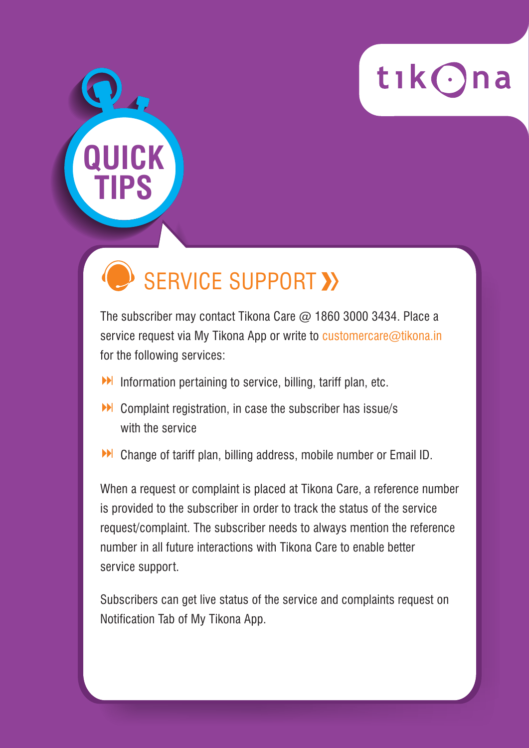tikona

# QUICK TIPS

## SERVICE SUPPORT »

The subscriber may contact Tikona Care @ 1860 3000 3434. Place a service request via My Tikona App or write to customercare@tikona.in for the following services:

- Information pertaining to service, billing, tariff plan, etc.
- Complaint registration, in case the subscriber has issue/s with the service
- Change of tariff plan, billing address, mobile number or Email ID.

When a request or complaint is placed at Tikona Care, a reference number is provided to the subscriber in order to track the status of the service request/complaint. The subscriber needs to always mention the reference number in all future interactions with Tikona Care to enable better service support.

Subscribers can get live status of the service and complaints request on Notification Tab of My Tikona App.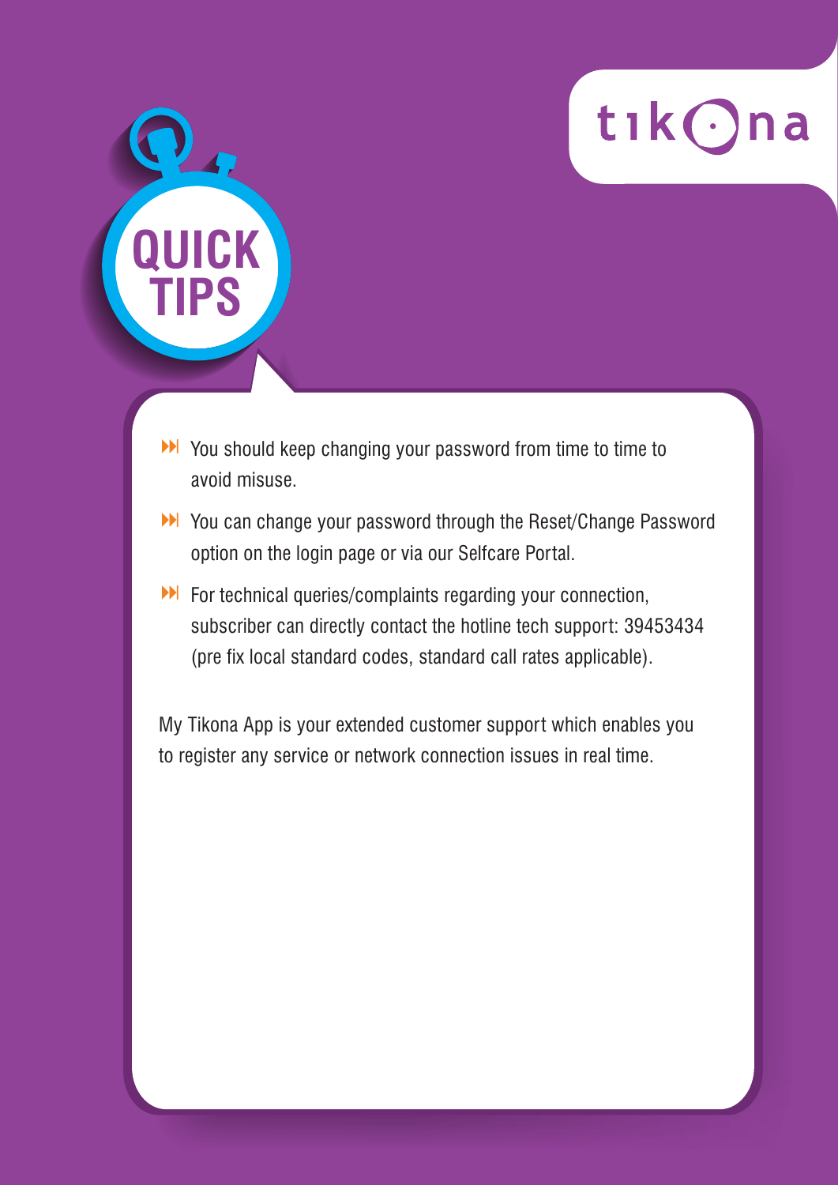tikona

# QUICK TIPS

- You should keep changing your password from time to time to avoid misuse.
- You can change your password through the Reset/Change Password option on the login page or via our Selfcare Portal.
- For technical queries/complaints regarding your connection, subscriber can directly contact the hotline tech support: 39453434 (pre fix local standard codes, standard call rates applicable).

My Tikona App is your extended customer support which enables you to register any service or network connection issues in real time.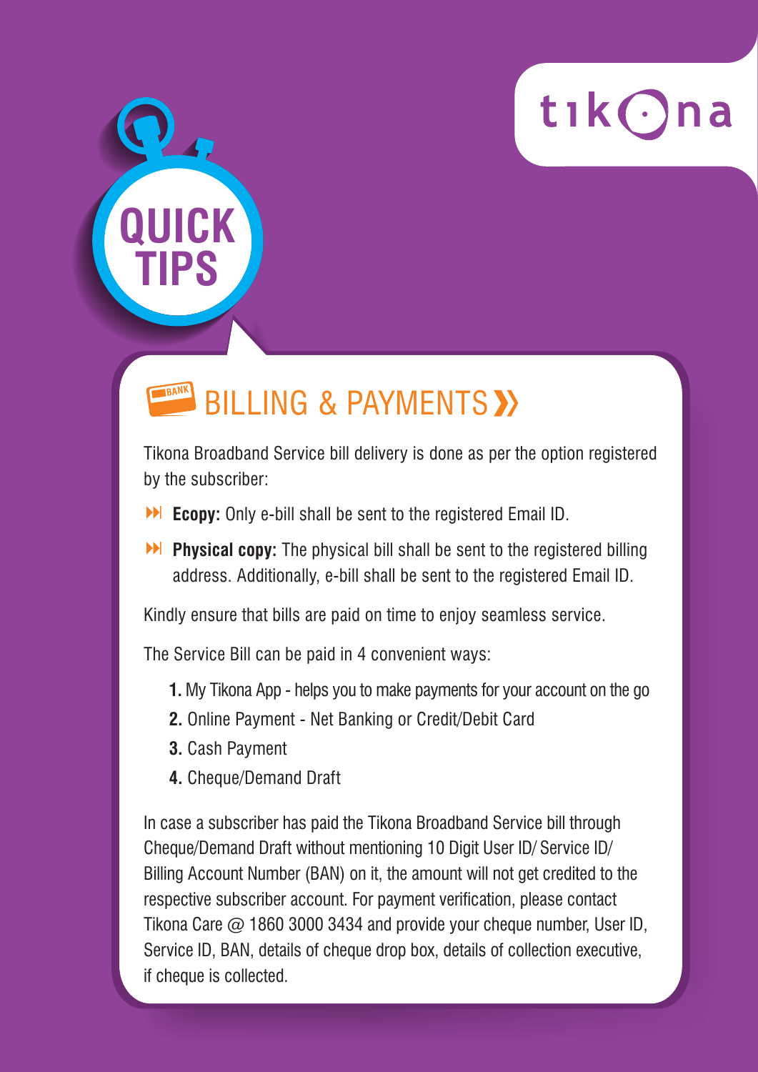tikona

# QUICK TIPS

## BILLING & PAYMENTS

Tikona Broadband Service bill delivery is done as per the option registered by the subscriber:

- **Ecopy:** Only e-bill shall be sent to the registered Email ID.
- **Physical copy:** The physical bill shall be sent to the registered billing address. Additionally, e-bill shall be sent to the registered Email ID.

Kindly ensure that bills are paid on time to enjoy seamless service.

The Service Bill can be paid in 4 convenient ways:

1. My Tikona App - helps you to make payments for your account on the go
2. Online Payment - Net Banking or Credit/Debit Card
3. Cash Payment
4. Cheque/Demand Draft

In case a subscriber has paid the Tikona Broadband Service bill through Cheque/Demand Draft without mentioning 10 Digit User ID/ Service ID/ Billing Account Number (BAN) on it, the amount will not get credited to the respective subscriber account. For payment verification, please contact Tikona Care @ 1860 3000 3434 and provide your cheque number, User ID, Service ID, BAN, details of cheque drop box, details of collection executive, if cheque is collected.